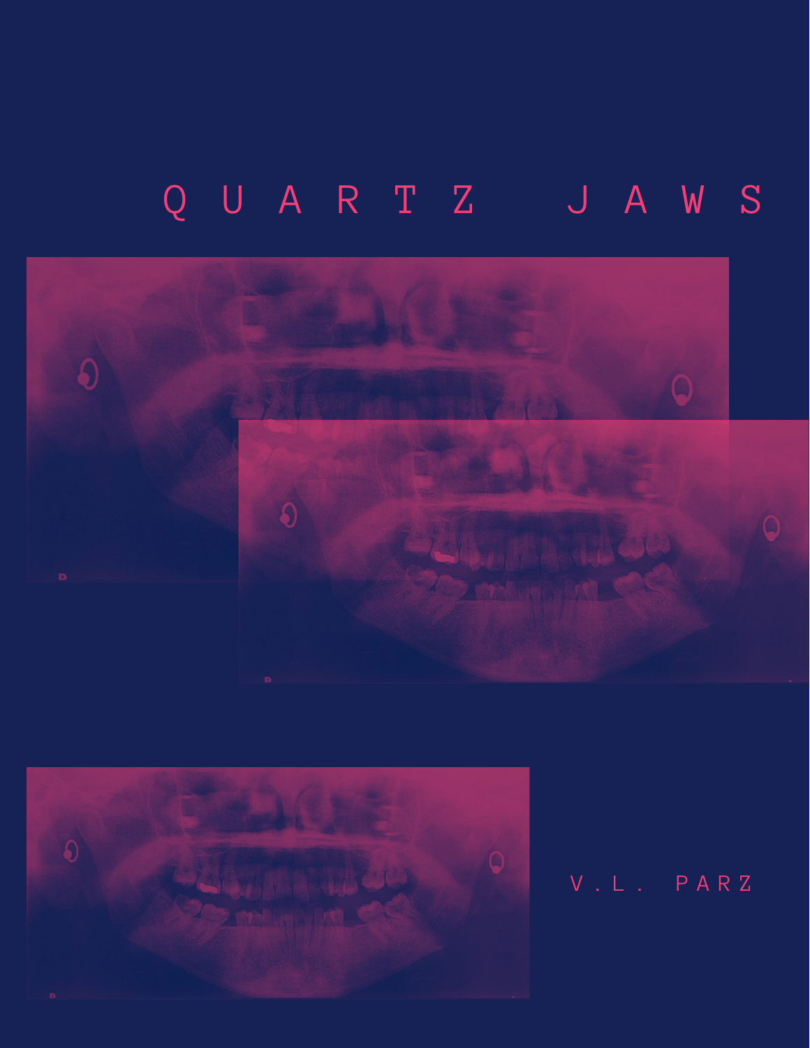# QUARTZ JAWS

V.L. PARZ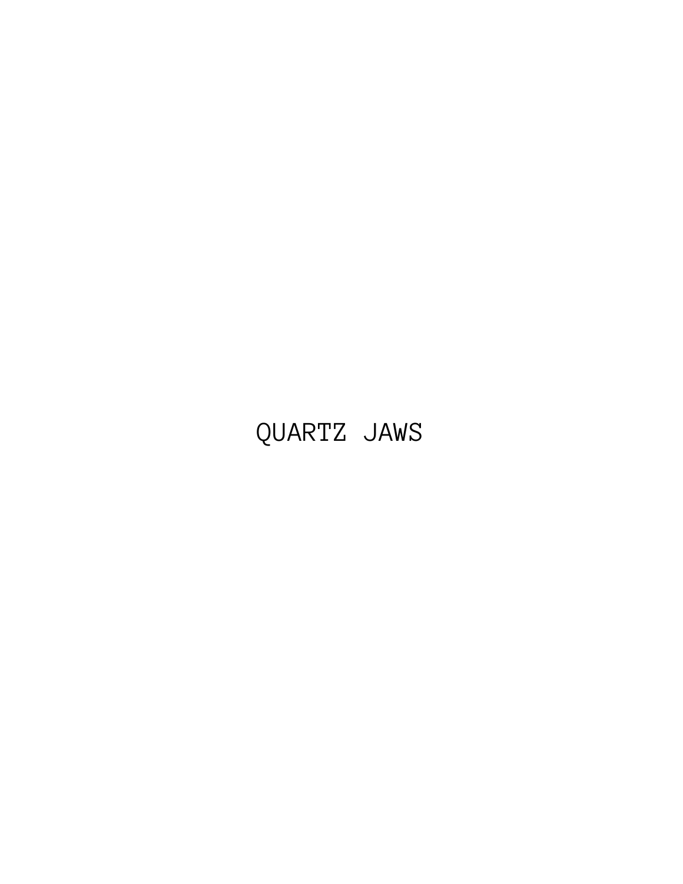QUARTZ JAWS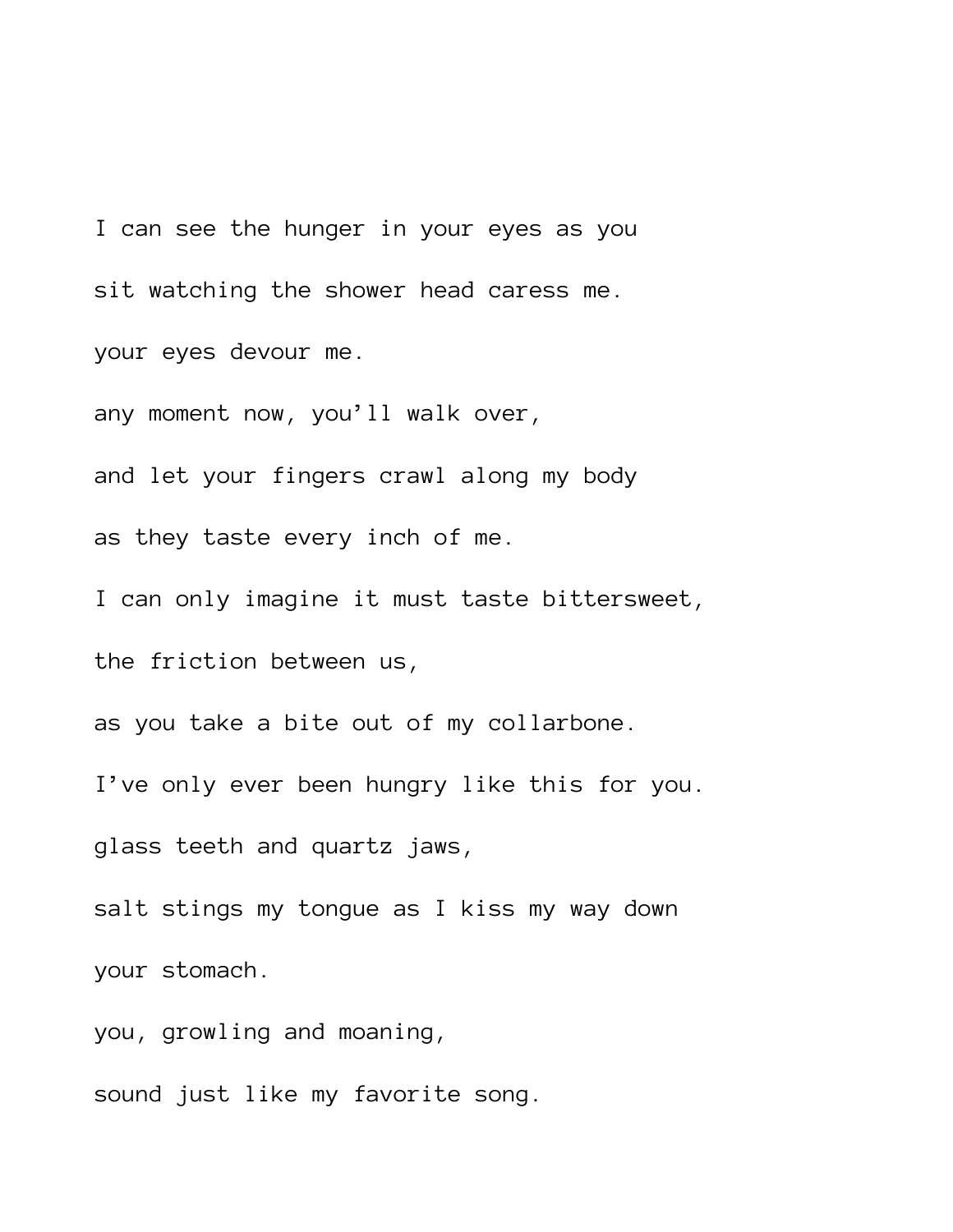I can see the hunger in your eyes as you

sit watching the shower head caress me.

your eyes devour me.

any moment now, you'll walk over,

and let your fingers crawl along my body

as they taste every inch of me.

I can only imagine it must taste bittersweet,

the friction between us,

as you take a bite out of my collarbone.

I've only ever been hungry like this for you.

glass teeth and quartz jaws,

salt stings my tongue as I kiss my way down

your stomach.

you, growling and moaning,

sound just like my favorite song.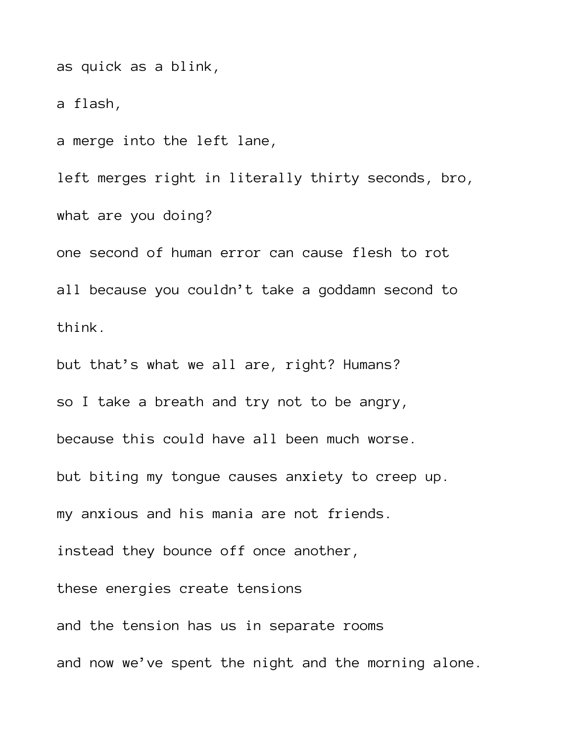as quick as a blink,

a flash,

a merge into the left lane,

left merges right in literally thirty seconds, bro,

what are you doing?

one second of human error can cause flesh to rot

all because you couldn’t take a goddamn second to

think.

but that’s what we all are, right? Humans?

so I take a breath and try not to be angry,

because this could have all been much worse.

but biting my tongue causes anxiety to creep up.

my anxious and his mania are not friends.

instead they bounce off once another,

these energies create tensions

and the tension has us in separate rooms

and now we’ve spent the night and the morning alone.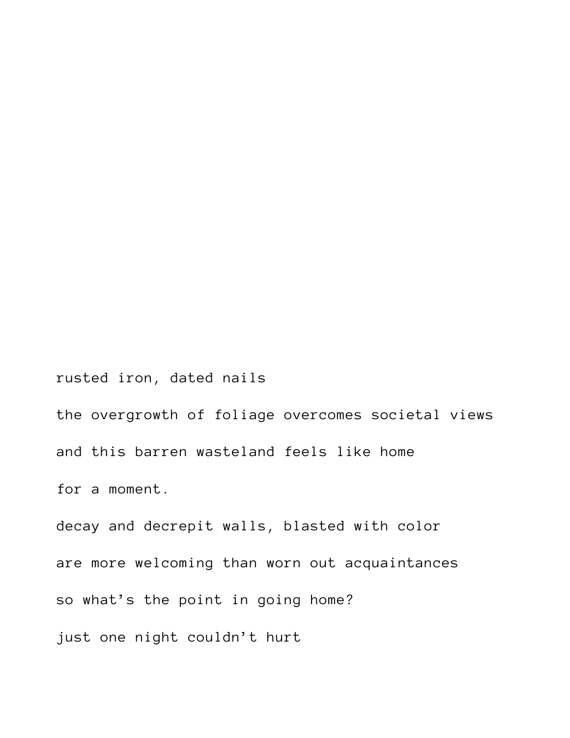rusted iron, dated nails

the overgrowth of foliage overcomes societal views

and this barren wasteland feels like home

for a moment.

decay and decrepit walls, blasted with color

are more welcoming than worn out acquaintances

so what’s the point in going home?

just one night couldn’t hurt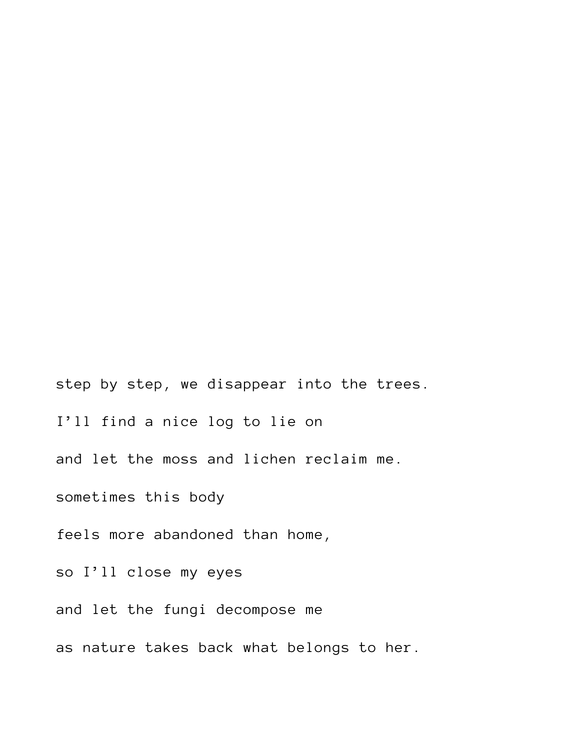step by step, we disappear into the trees.

I’ll find a nice log to lie on

and let the moss and lichen reclaim me.

sometimes this body

feels more abandoned than home,

so I’ll close my eyes

and let the fungi decompose me

as nature takes back what belongs to her.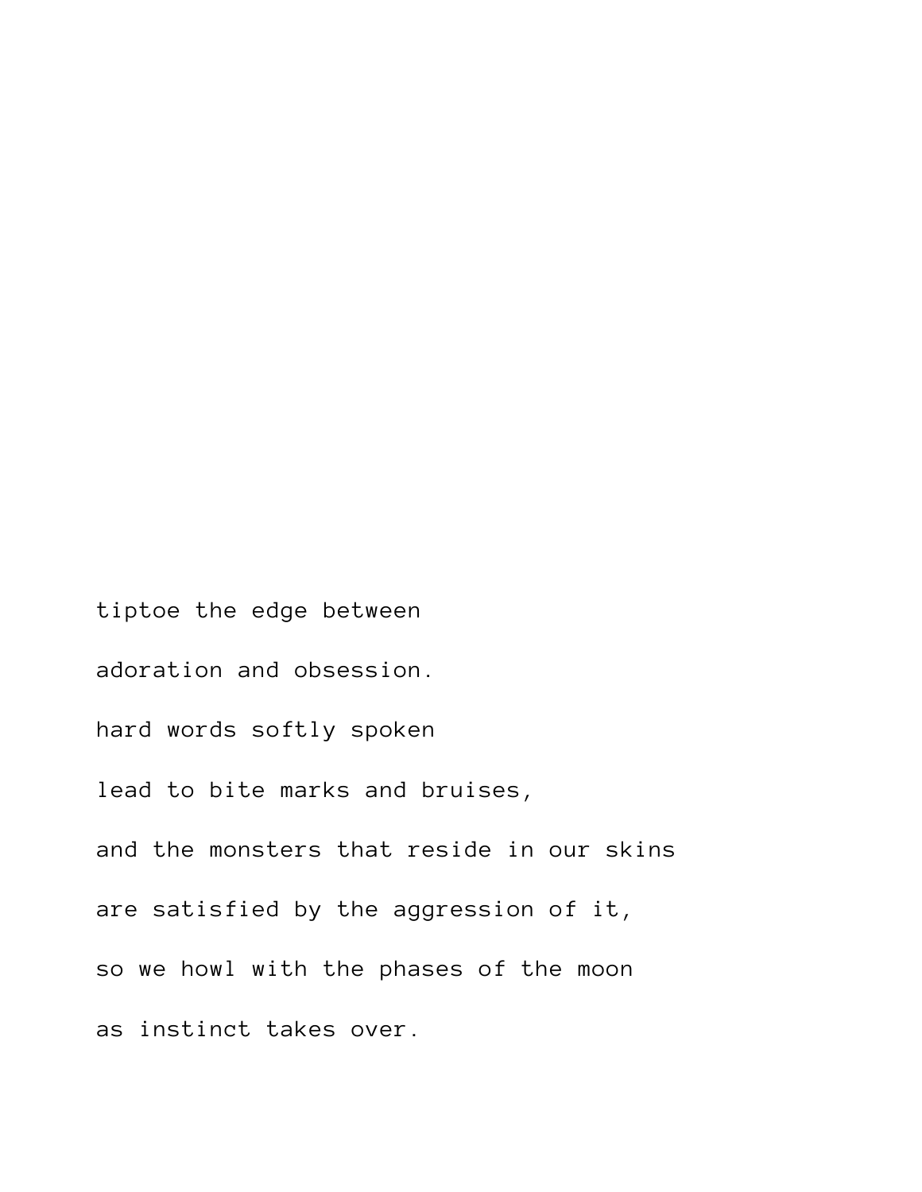tiptoe the edge between

adoration and obsession.

hard words softly spoken

lead to bite marks and bruises,

and the monsters that reside in our skins

are satisfied by the aggression of it,

so we howl with the phases of the moon

as instinct takes over.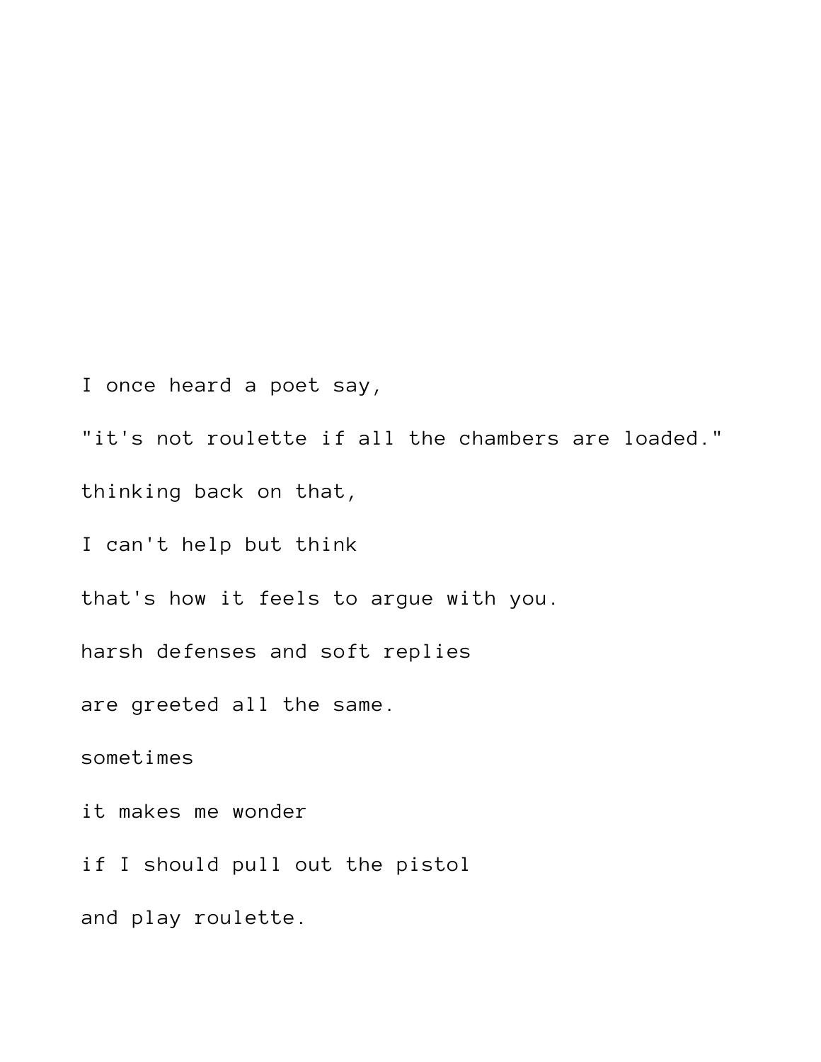I once heard a poet say,

"it's not roulette if all the chambers are loaded."

thinking back on that,

I can't help but think

that's how it feels to argue with you.

harsh defenses and soft replies

are greeted all the same.

sometimes

it makes me wonder

if I should pull out the pistol

and play roulette.